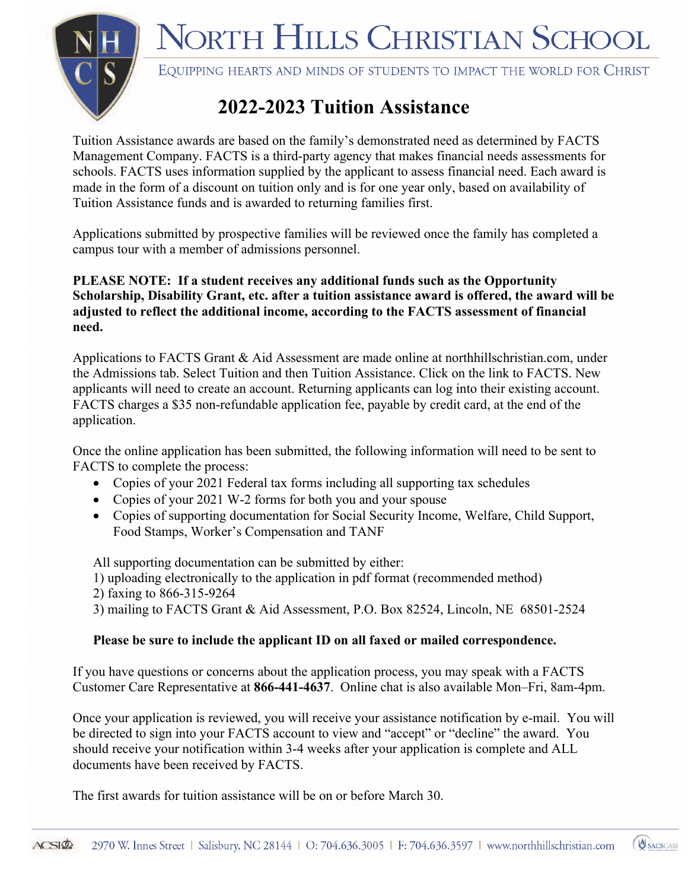# North Hills Christian School

Equipping hearts and minds of students to impact the world for Christ

## 2022-2023 Tuition Assistance

Tuition Assistance awards are based on the family's demonstrated need as determined by FACTS Management Company. FACTS is a third-party agency that makes financial needs assessments for schools. FACTS uses information supplied by the applicant to assess financial need. Each award is made in the form of a discount on tuition only and is for one year only, based on availability of Tuition Assistance funds and is awarded to returning families first.

Applications submitted by prospective families will be reviewed once the family has completed a campus tour with a member of admissions personnel.

**PLEASE NOTE: If a student receives any additional funds such as the Opportunity Scholarship, Disability Grant, etc. after a tuition assistance award is offered, the award will be adjusted to reflect the additional income, according to the FACTS assessment of financial need.**

Applications to FACTS Grant & Aid Assessment are made online at northhillschristian.com, under the Admissions tab. Select Tuition and then Tuition Assistance. Click on the link to FACTS. New applicants will need to create an account. Returning applicants can log into their existing account. FACTS charges a $35 non-refundable application fee, payable by credit card, at the end of the application.

Once the online application has been submitted, the following information will need to be sent to FACTS to complete the process:

- Copies of your 2021 Federal tax forms including all supporting tax schedules
- Copies of your 2021 W-2 forms for both you and your spouse
- Copies of supporting documentation for Social Security Income, Welfare, Child Support, Food Stamps, Worker's Compensation and TANF

All supporting documentation can be submitted by either:
1) uploading electronically to the application in pdf format (recommended method)
2) faxing to 866-315-9264
3) mailing to FACTS Grant & Aid Assessment, P.O. Box 82524, Lincoln, NE 68501-2524

**Please be sure to include the applicant ID on all faxed or mailed correspondence.**

If you have questions or concerns about the application process, you may speak with a FACTS Customer Care Representative at **866-441-4637**. Online chat is also available Mon–Fri, 8am-4pm.

Once your application is reviewed, you will receive your assistance notification by e-mail. You will be directed to sign into your FACTS account to view and "accept" or "decline" the award. You should receive your notification within 3-4 weeks after your application is complete and ALL documents have been received by FACTS.

The first awards for tuition assistance will be on or before March 30.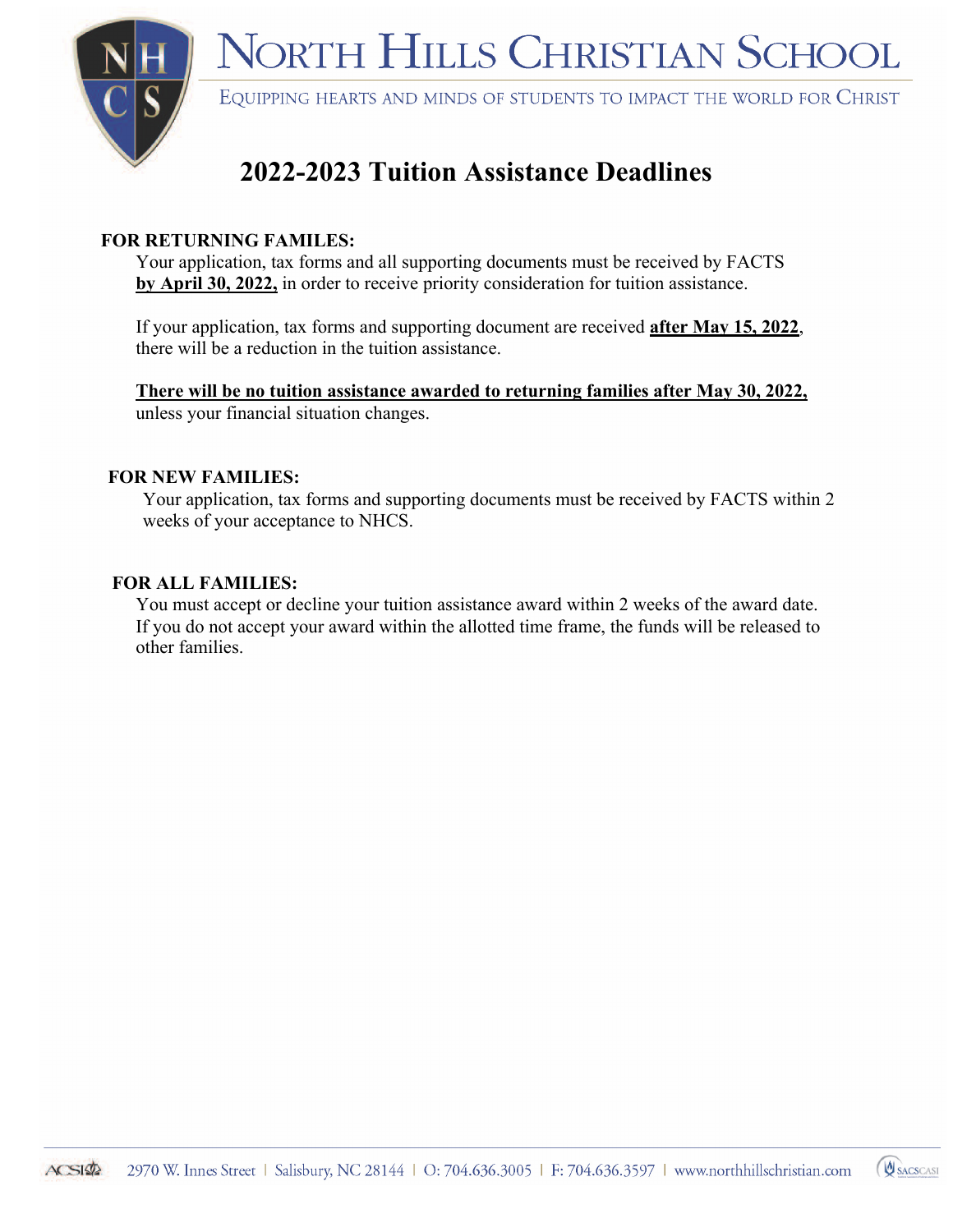# North Hills Christian School

Equipping hearts and minds of students to impact the world for Christ

## 2022-2023 Tuition Assistance Deadlines

**FOR RETURNING FAMILES:**

Your application, tax forms and all supporting documents must be received by FACTS **by April 30, 2022,** in order to receive priority consideration for tuition assistance.

If your application, tax forms and supporting document are received **after May 15, 2022**, there will be a reduction in the tuition assistance.

**There will be no tuition assistance awarded to returning families after May 30, 2022,** unless your financial situation changes.

**FOR NEW FAMILIES:**

Your application, tax forms and supporting documents must be received by FACTS within 2 weeks of your acceptance to NHCS.

**FOR ALL FAMILIES:**

You must accept or decline your tuition assistance award within 2 weeks of the award date. If you do not accept your award within the allotted time frame, the funds will be released to other families.

2970 W. Innes Street | Salisbury, NC 28144 | O: 704.636.3005 | F: 704.636.3597 | www.northhillschristian.com